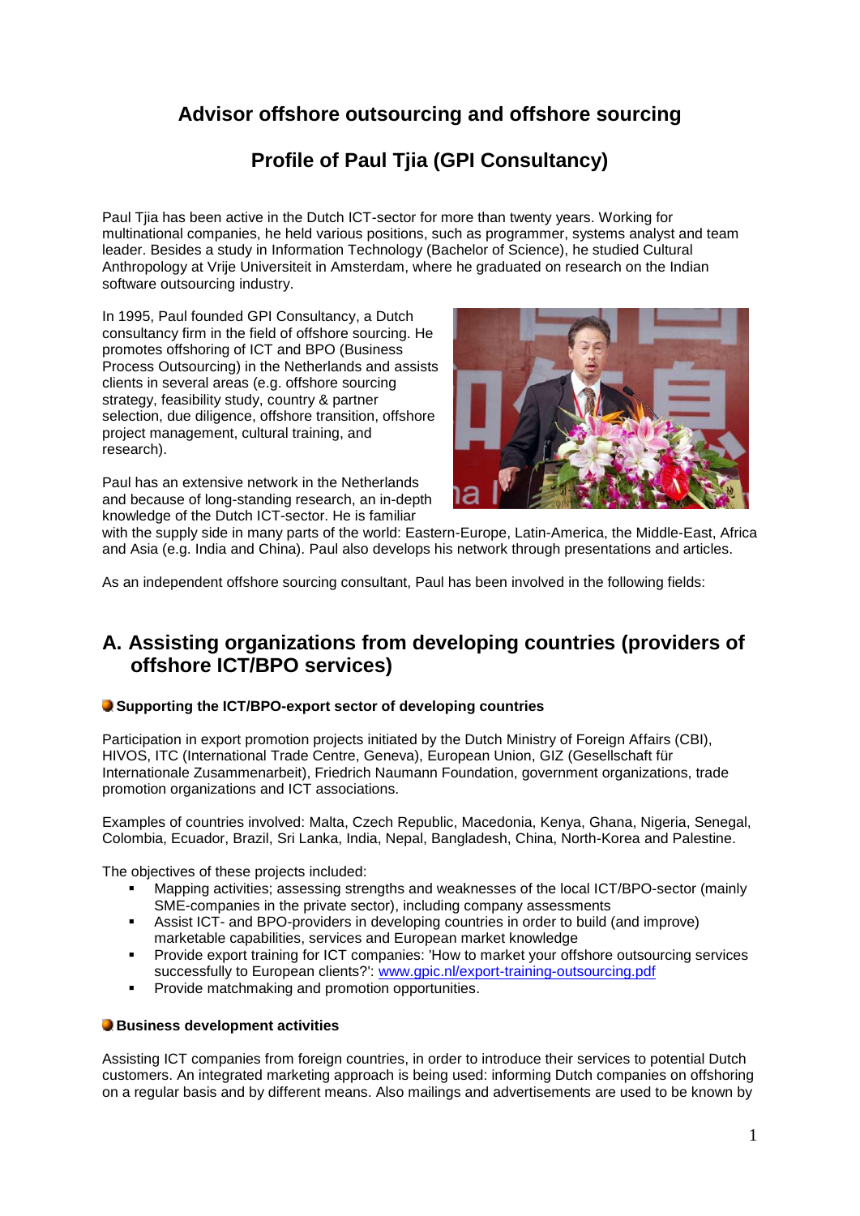# Advisor offshore outsourcing and offshore sourcing

# Profile of Paul Tjia (GPI Consultancy)

Paul Tjia has been active in the Dutch ICT-sector for more than twenty years. Working for multinational companies, he held various positions, such as programmer, systems analyst and team leader. Besides a study in Information Technology (Bachelor of Science), he studied Cultural Anthropology at Vrije Universiteit in Amsterdam, where he graduated on research on the Indian software outsourcing industry.

In 1995, Paul founded GPI Consultancy, a Dutch consultancy firm in the field of offshore sourcing. He promotes offshoring of ICT and BPO (Business Process Outsourcing) in the Netherlands and assists clients in several areas (e.g. offshore sourcing strategy, feasibility study, country & partner selection, due diligence, offshore transition, offshore project management, cultural training, and research).

Paul has an extensive network in the Netherlands and because of long-standing research, an in-depth knowledge of the Dutch ICT-sector. He is familiar with the supply side in many parts of the world: Eastern-Europe, Latin-America, the Middle-East, Africa and Asia (e.g. India and China). Paul also develops his network through presentations and articles.

As an independent offshore sourcing consultant, Paul has been involved in the following fields:

## A. Assisting organizations from developing countries (providers of offshore ICT/BPO services)

### Supporting the ICT/BPO-export sector of developing countries

Participation in export promotion projects initiated by the Dutch Ministry of Foreign Affairs (CBI), HIVOS, ITC (International Trade Centre, Geneva), European Union, GIZ (Gesellschaft für Internationale Zusammenarbeit), Friedrich Naumann Foundation, government organizations, trade promotion organizations and ICT associations.

Examples of countries involved: Malta, Czech Republic, Macedonia, Kenya, Ghana, Nigeria, Senegal, Colombia, Ecuador, Brazil, Sri Lanka, India, Nepal, Bangladesh, China, North-Korea and Palestine.

The objectives of these projects included:

- Mapping activities; assessing strengths and weaknesses of the local ICT/BPO-sector (mainly SME-companies in the private sector), including company assessments
- Assist ICT- and BPO-providers in developing countries in order to build (and improve) marketable capabilities, services and European market knowledge
- Provide export training for ICT companies: 'How to market your offshore outsourcing services successfully to European clients?': www.gpic.nl/export-training-outsourcing.pdf
- Provide matchmaking and promotion opportunities.

### Business development activities

Assisting ICT companies from foreign countries, in order to introduce their services to potential Dutch customers. An integrated marketing approach is being used: informing Dutch companies on offshoring on a regular basis and by different means. Also mailings and advertisements are used to be known by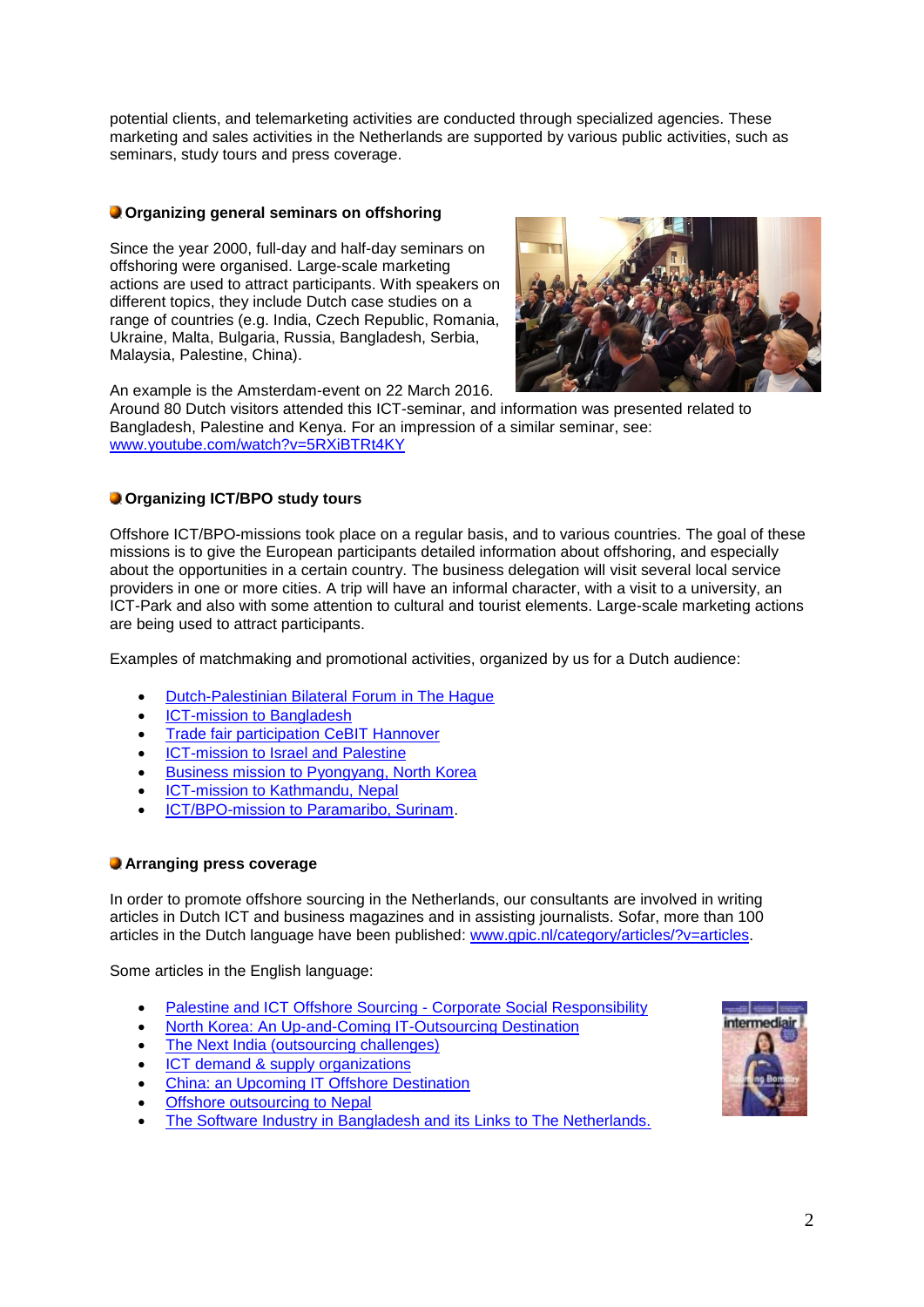potential clients, and telemarketing activities are conducted through specialized agencies. These marketing and sales activities in the Netherlands are supported by various public activities, such as seminars, study tours and press coverage.

### Organizing general seminars on offshoring

Since the year 2000, full-day and half-day seminars on offshoring were organised. Large-scale marketing actions are used to attract participants. With speakers on different topics, they include Dutch case studies on a range of countries (e.g. India, Czech Republic, Romania, Ukraine, Malta, Bulgaria, Russia, Bangladesh, Serbia, Malaysia, Palestine, China).

An example is the Amsterdam-event on 22 March 2016. Around 80 Dutch visitors attended this ICT-seminar, and information was presented related to Bangladesh, Palestine and Kenya. For an impression of a similar seminar, see: www.youtube.com/watch?v=5RXiBTRt4KY

### Organizing ICT/BPO study tours

Offshore ICT/BPO-missions took place on a regular basis, and to various countries. The goal of these missions is to give the European participants detailed information about offshoring, and especially about the opportunities in a certain country. The business delegation will visit several local service providers in one or more cities. A trip will have an informal character, with a visit to a university, an ICT-Park and also with some attention to cultural and tourist elements. Large-scale marketing actions are being used to attract participants.

Examples of matchmaking and promotional activities, organized by us for a Dutch audience:

- Dutch-Palestinian Bilateral Forum in The Hague
- ICT-mission to Bangladesh
- Trade fair participation CeBIT Hannover
- ICT-mission to Israel and Palestine
- Business mission to Pyongyang, North Korea
- ICT-mission to Kathmandu, Nepal
- ICT/BPO-mission to Paramaribo, Surinam.

### Arranging press coverage

In order to promote offshore sourcing in the Netherlands, our consultants are involved in writing articles in Dutch ICT and business magazines and in assisting journalists. Sofar, more than 100 articles in the Dutch language have been published: www.gpic.nl/category/articles/?v=articles.

Some articles in the English language:

- Palestine and ICT Offshore Sourcing - Corporate Social Responsibility
- North Korea: An Up-and-Coming IT-Outsourcing Destination
- The Next India (outsourcing challenges)
- ICT demand & supply organizations
- China: an Upcoming IT Offshore Destination
- Offshore outsourcing to Nepal
- The Software Industry in Bangladesh and its Links to The Netherlands.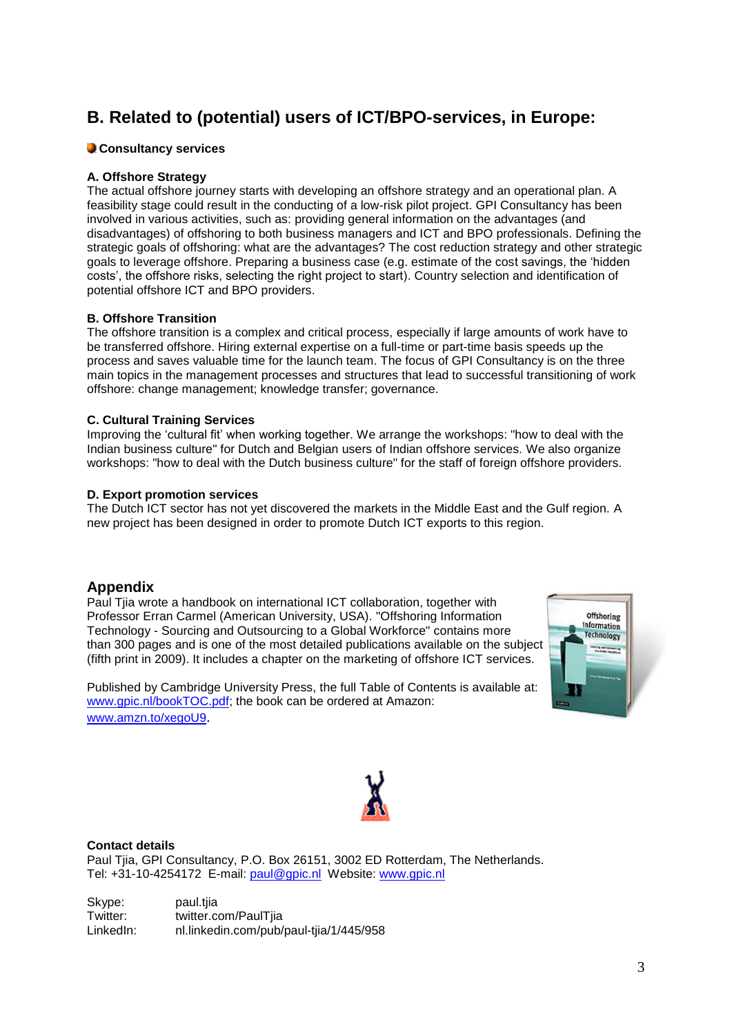## B. Related to (potential) users of ICT/BPO-services, in Europe:

**Consultancy services**

**A. Offshore Strategy**
The actual offshore journey starts with developing an offshore strategy and an operational plan. A feasibility stage could result in the conducting of a low-risk pilot project. GPI Consultancy has been involved in various activities, such as: providing general information on the advantages (and disadvantages) of offshoring to both business managers and ICT and BPO professionals. Defining the strategic goals of offshoring: what are the advantages? The cost reduction strategy and other strategic goals to leverage offshore. Preparing a business case (e.g. estimate of the cost savings, the 'hidden costs', the offshore risks, selecting the right project to start). Country selection and identification of potential offshore ICT and BPO providers.

**B. Offshore Transition**
The offshore transition is a complex and critical process, especially if large amounts of work have to be transferred offshore. Hiring external expertise on a full-time or part-time basis speeds up the process and saves valuable time for the launch team. The focus of GPI Consultancy is on the three main topics in the management processes and structures that lead to successful transitioning of work offshore: change management; knowledge transfer; governance.

**C. Cultural Training Services**
Improving the 'cultural fit' when working together. We arrange the workshops: "how to deal with the Indian business culture" for Dutch and Belgian users of Indian offshore services. We also organize workshops: "how to deal with the Dutch business culture" for the staff of foreign offshore providers.

**D. Export promotion services**
The Dutch ICT sector has not yet discovered the markets in the Middle East and the Gulf region. A new project has been designed in order to promote Dutch ICT exports to this region.

### Appendix

Paul Tjia wrote a handbook on international ICT collaboration, together with Professor Erran Carmel (American University, USA). "Offshoring Information Technology - Sourcing and Outsourcing to a Global Workforce" contains more than 300 pages and is one of the most detailed publications available on the subject (fifth print in 2009). It includes a chapter on the marketing of offshore ICT services.

Published by Cambridge University Press, the full Table of Contents is available at: www.gpic.nl/bookTOC.pdf; the book can be ordered at Amazon: www.amzn.to/xegoU9.

**Contact details**
Paul Tjia, GPI Consultancy, P.O. Box 26151, 3002 ED Rotterdam, The Netherlands.
Tel: +31-10-4254172 E-mail: paul@gpic.nl Website: www.gpic.nl

| | |
|---|---|
| Skype: | paul.tjia |
| Twitter: | twitter.com/PaulTjia |
| LinkedIn: | nl.linkedin.com/pub/paul-tjia/1/445/958 |